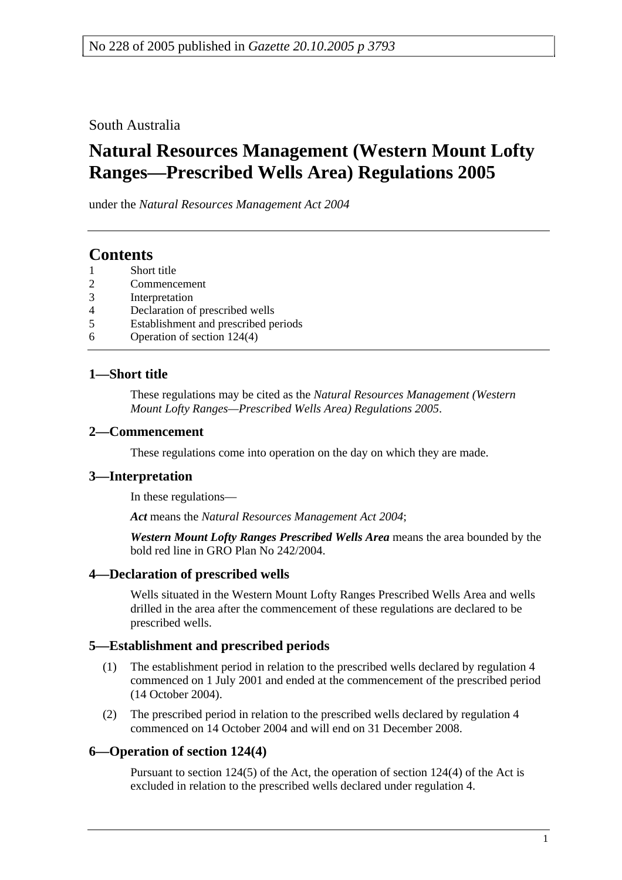No 228 of 2005 published in *Gazette 20.10.2005 p 3793*

South Australia

# Natural Resources Management (Western Mount Lofty Ranges—Prescribed Wells Area) Regulations 2005

under the *Natural Resources Management Act 2004*

## Contents

1 Short title
2 Commencement
3 Interpretation
4 Declaration of prescribed wells
5 Establishment and prescribed periods
6 Operation of section 124(4)

### 1—Short title

These regulations may be cited as the *Natural Resources Management (Western Mount Lofty Ranges—Prescribed Wells Area) Regulations 2005*.

### 2—Commencement

These regulations come into operation on the day on which they are made.

### 3—Interpretation

In these regulations—

***Act*** means the *Natural Resources Management Act 2004*;

***Western Mount Lofty Ranges Prescribed Wells Area*** means the area bounded by the bold red line in GRO Plan No 242/2004.

### 4—Declaration of prescribed wells

Wells situated in the Western Mount Lofty Ranges Prescribed Wells Area and wells drilled in the area after the commencement of these regulations are declared to be prescribed wells.

### 5—Establishment and prescribed periods

(1) The establishment period in relation to the prescribed wells declared by regulation 4 commenced on 1 July 2001 and ended at the commencement of the prescribed period (14 October 2004).

(2) The prescribed period in relation to the prescribed wells declared by regulation 4 commenced on 14 October 2004 and will end on 31 December 2008.

### 6—Operation of section 124(4)

Pursuant to section 124(5) of the Act, the operation of section 124(4) of the Act is excluded in relation to the prescribed wells declared under regulation 4.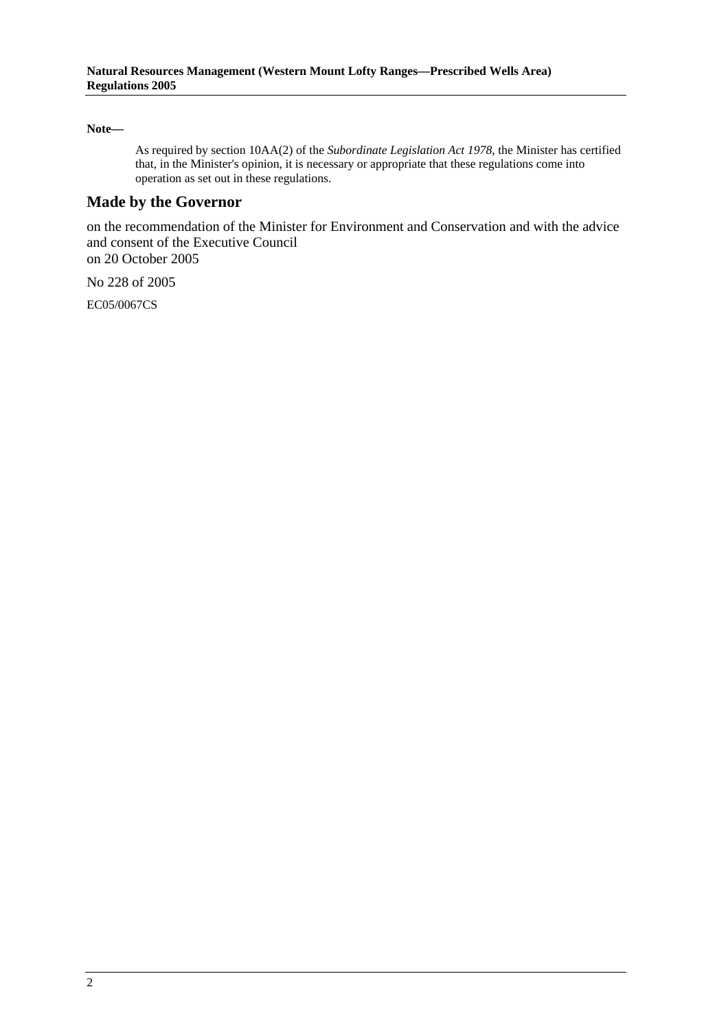**Note—**

As required by section 10AA(2) of the *Subordinate Legislation Act 1978*, the Minister has certified that, in the Minister's opinion, it is necessary or appropriate that these regulations come into operation as set out in these regulations.

## Made by the Governor

on the recommendation of the Minister for Environment and Conservation and with the advice and consent of the Executive Council
on 20 October 2005

No 228 of 2005

EC05/0067CS